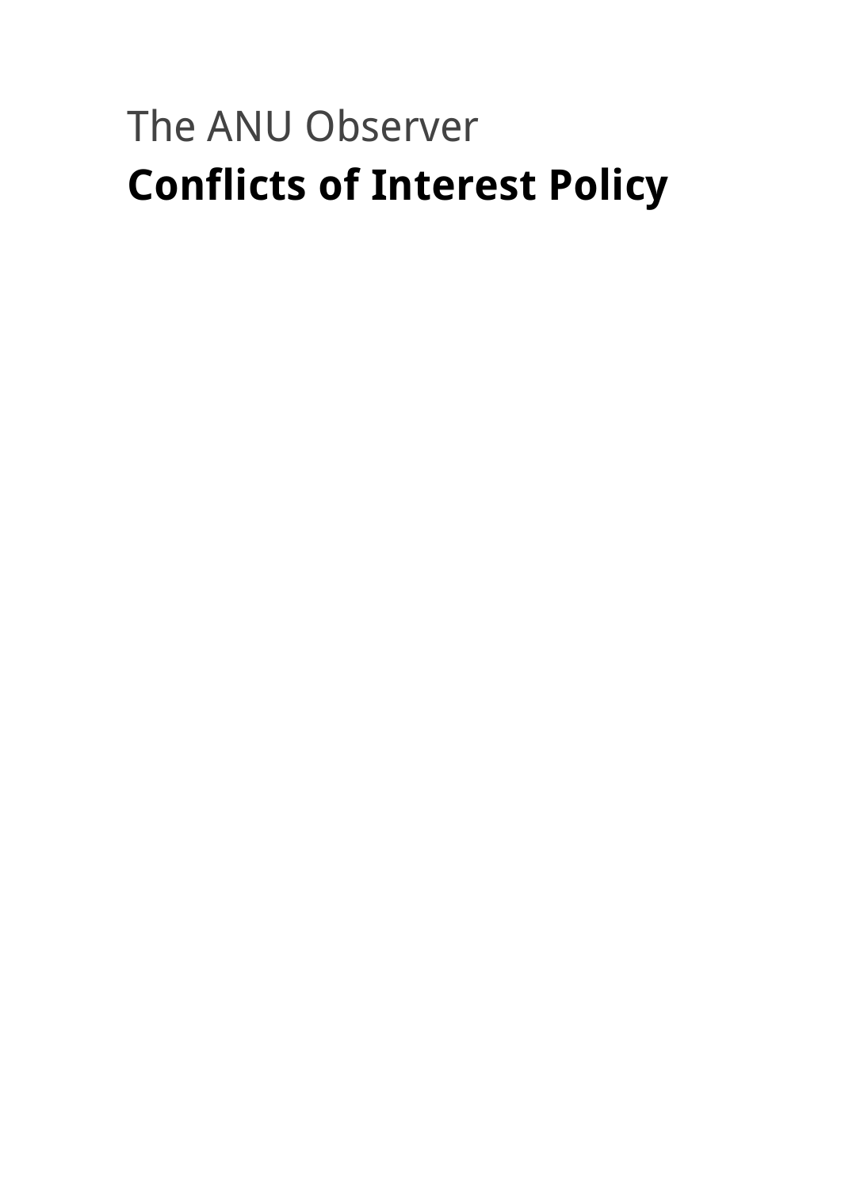The ANU Observer

# Conflicts of Interest Policy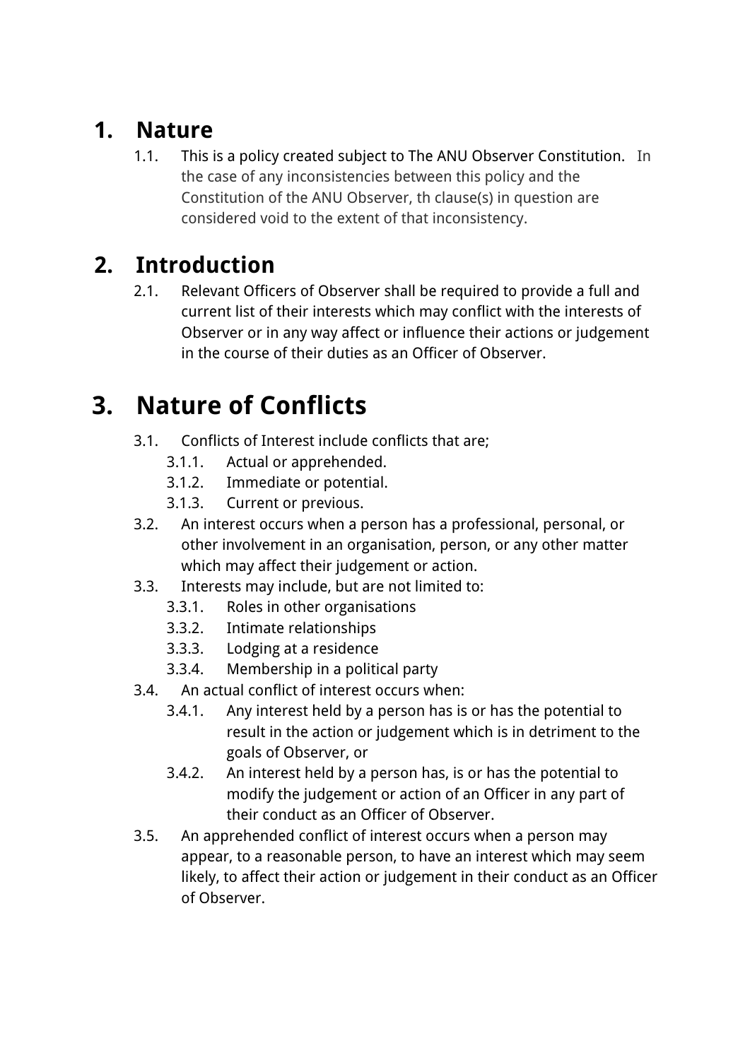## 1. Nature

1.1. This is a policy created subject to The ANU Observer Constitution. In the case of any inconsistencies between this policy and the Constitution of the ANU Observer, th clause(s) in question are considered void to the extent of that inconsistency.

## 2. Introduction

2.1. Relevant Officers of Observer shall be required to provide a full and current list of their interests which may conflict with the interests of Observer or in any way affect or influence their actions or judgement in the course of their duties as an Officer of Observer.

# 3. Nature of Conflicts

3.1. Conflicts of Interest include conflicts that are;

- 3.1.1. Actual or apprehended.
- 3.1.2. Immediate or potential.
- 3.1.3. Current or previous.

3.2. An interest occurs when a person has a professional, personal, or other involvement in an organisation, person, or any other matter which may affect their judgement or action.

3.3. Interests may include, but are not limited to:

- 3.3.1. Roles in other organisations
- 3.3.2. Intimate relationships
- 3.3.3. Lodging at a residence
- 3.3.4. Membership in a political party

3.4. An actual conflict of interest occurs when:

- 3.4.1. Any interest held by a person has is or has the potential to result in the action or judgement which is in detriment to the goals of Observer, or
- 3.4.2. An interest held by a person has, is or has the potential to modify the judgement or action of an Officer in any part of their conduct as an Officer of Observer.

3.5. An apprehended conflict of interest occurs when a person may appear, to a reasonable person, to have an interest which may seem likely, to affect their action or judgement in their conduct as an Officer of Observer.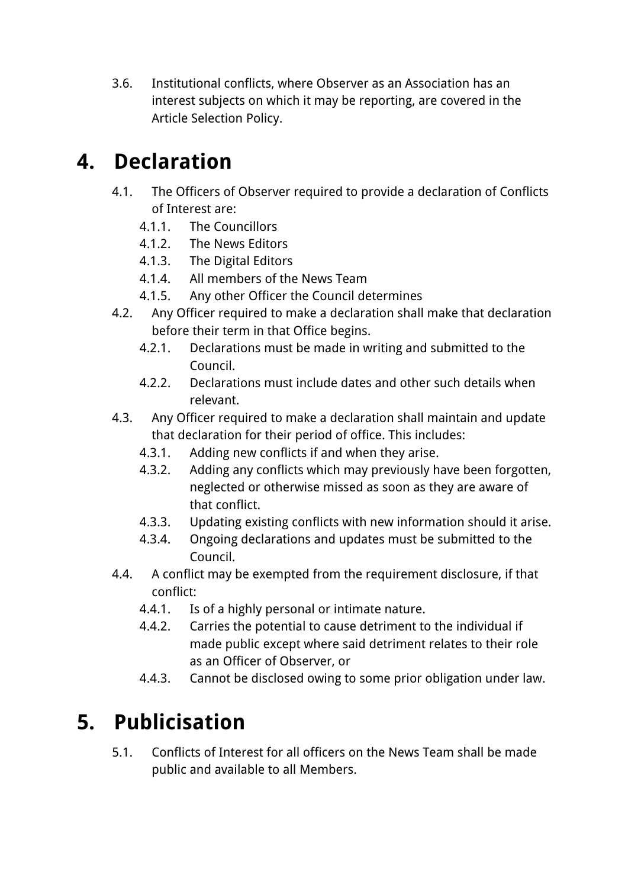3.6. Institutional conflicts, where Observer as an Association has an interest subjects on which it may be reporting, are covered in the Article Selection Policy.

# 4. Declaration

- 4.1. The Officers of Observer required to provide a declaration of Conflicts of Interest are:
  - 4.1.1. The Councillors
  - 4.1.2. The News Editors
  - 4.1.3. The Digital Editors
  - 4.1.4. All members of the News Team
  - 4.1.5. Any other Officer the Council determines
- 4.2. Any Officer required to make a declaration shall make that declaration before their term in that Office begins.
  - 4.2.1. Declarations must be made in writing and submitted to the Council.
  - 4.2.2. Declarations must include dates and other such details when relevant.
- 4.3. Any Officer required to make a declaration shall maintain and update that declaration for their period of office. This includes:
  - 4.3.1. Adding new conflicts if and when they arise.
  - 4.3.2. Adding any conflicts which may previously have been forgotten, neglected or otherwise missed as soon as they are aware of that conflict.
  - 4.3.3. Updating existing conflicts with new information should it arise.
  - 4.3.4. Ongoing declarations and updates must be submitted to the Council.
- 4.4. A conflict may be exempted from the requirement disclosure, if that conflict:
  - 4.4.1. Is of a highly personal or intimate nature.
  - 4.4.2. Carries the potential to cause detriment to the individual if made public except where said detriment relates to their role as an Officer of Observer, or
  - 4.4.3. Cannot be disclosed owing to some prior obligation under law.

# 5. Publicisation

- 5.1. Conflicts of Interest for all officers on the News Team shall be made public and available to all Members.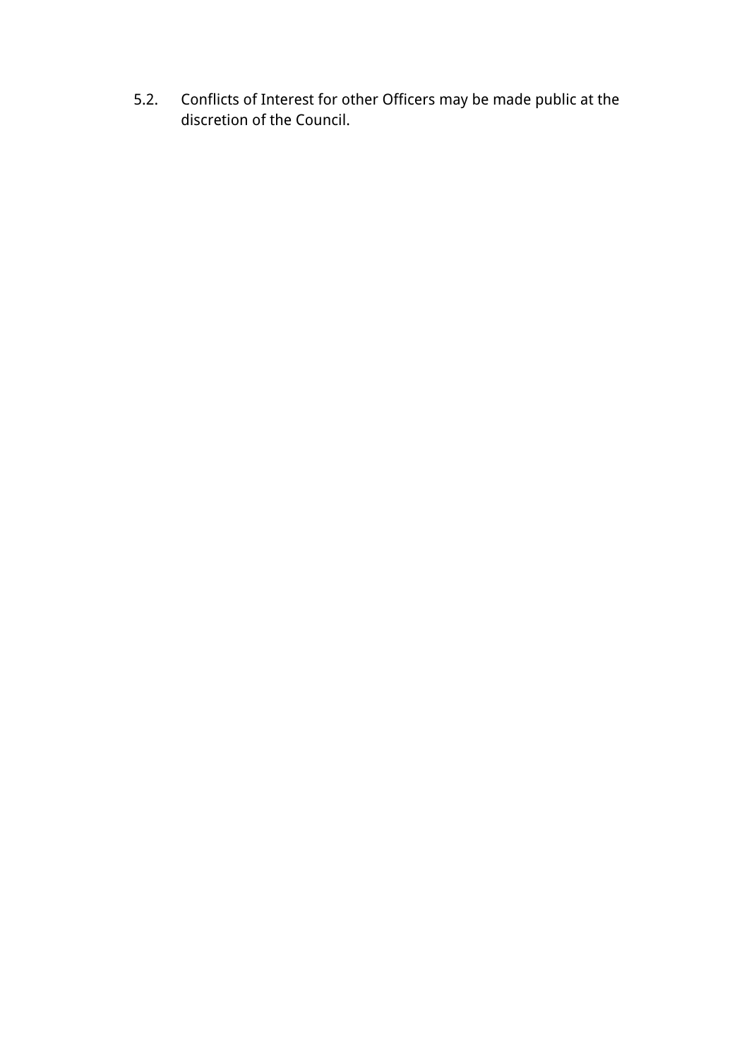5.2. Conflicts of Interest for other Officers may be made public at the discretion of the Council.